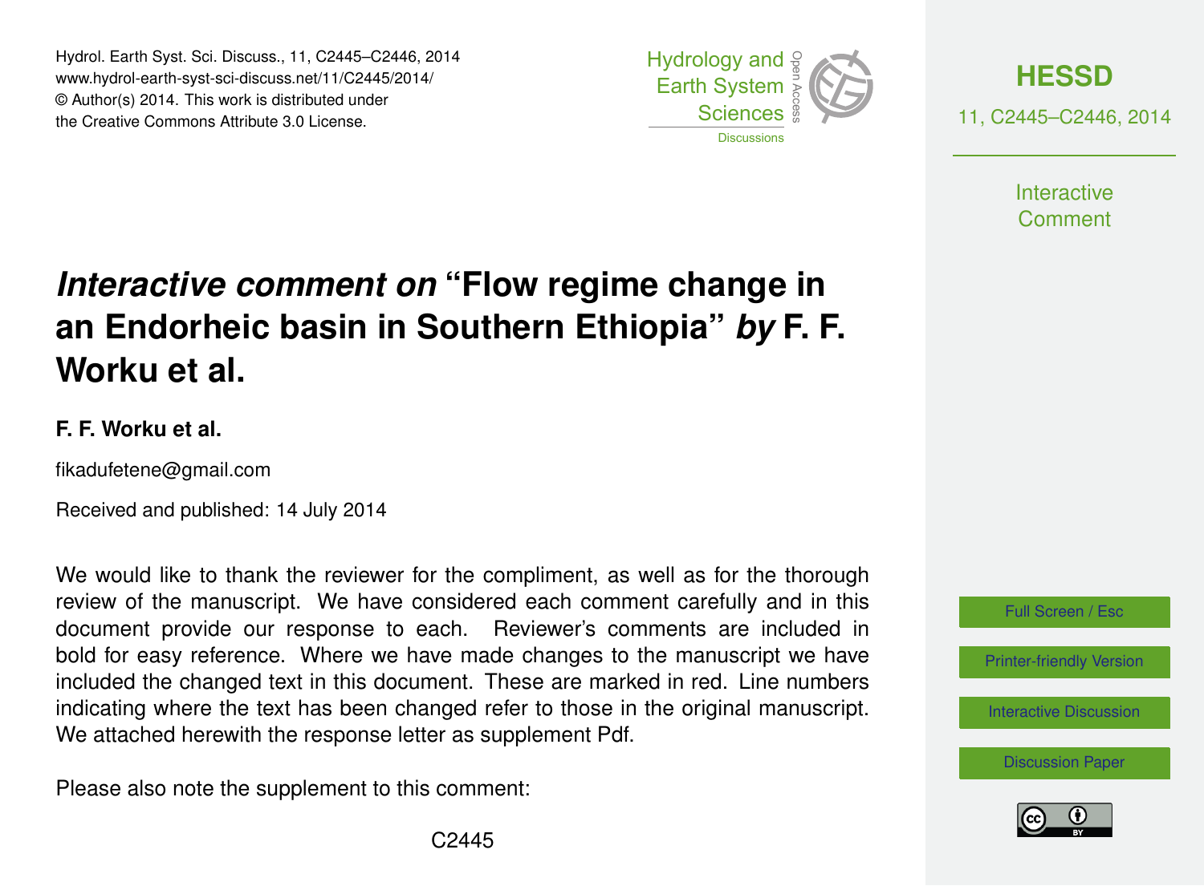# *Interactive comment on* "Flow regime change in an Endorheic basin in Southern Ethiopia" *by* F. F. Worku et al.

**F. F. Worku et al.**

fikadufetene@gmail.com

Received and published: 14 July 2014

We would like to thank the reviewer for the compliment, as well as for the thorough review of the manuscript. We have considered each comment carefully and in this document provide our response to each. Reviewer's comments are included in bold for easy reference. Where we have made changes to the manuscript we have included the changed text in this document. These are marked in red. Line numbers indicating where the text has been changed refer to those in the original manuscript. We attached herewith the response letter as supplement Pdf.

Please also note the supplement to this comment: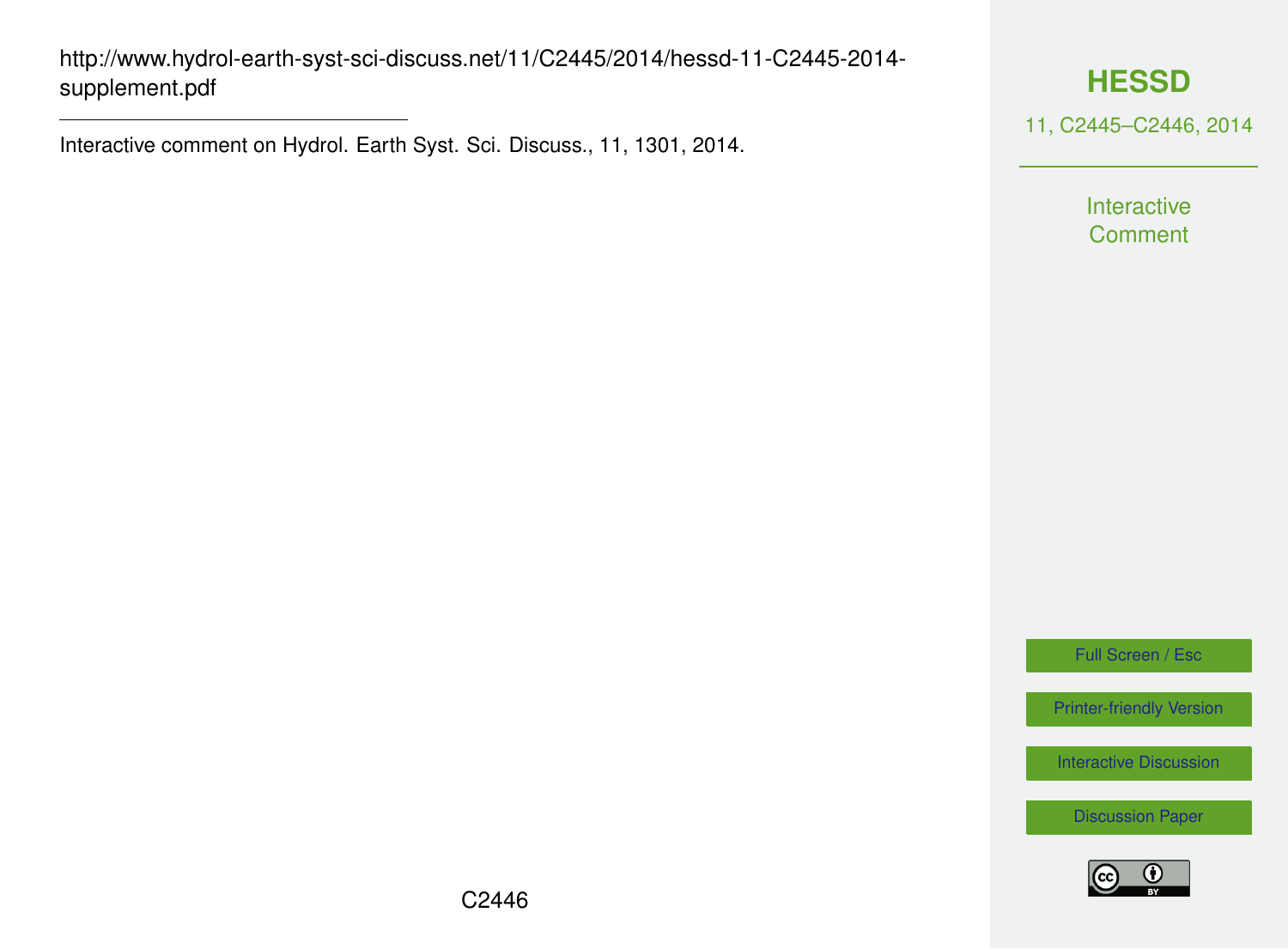http://www.hydrol-earth-syst-sci-discuss.net/11/C2445/2014/hessd-11-C2445-2014-supplement.pdf

---

Interactive comment on Hydrol. Earth Syst. Sci. Discuss., 11, 1301, 2014.